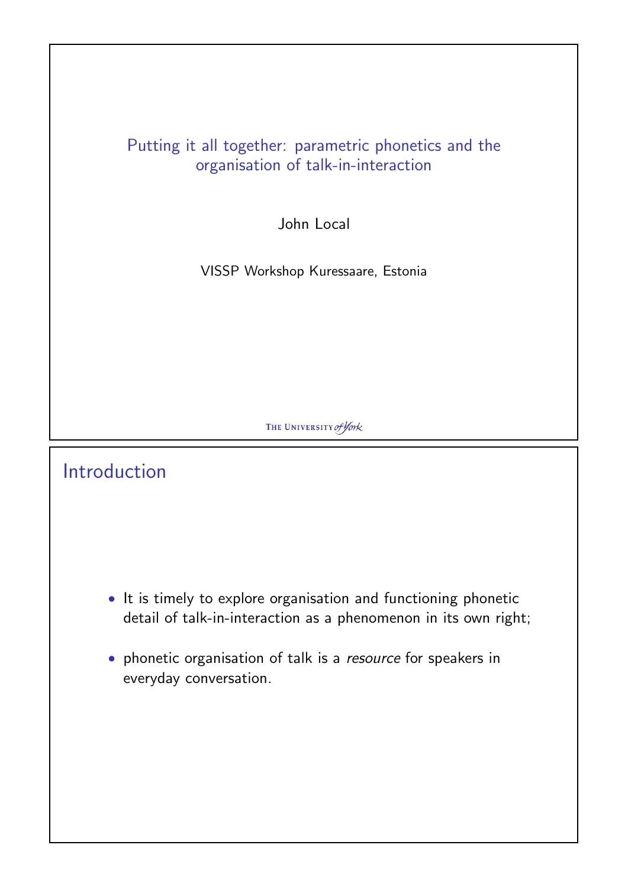# Putting it all together: parametric phonetics and the organisation of talk-in-interaction

John Local

VISSP Workshop Kuressaare, Estonia

THE UNIVERSITY of York

## Introduction

- It is timely to explore organisation and functioning phonetic detail of talk-in-interaction as a phenomenon in its own right;
- phonetic organisation of talk is a *resource* for speakers in everyday conversation.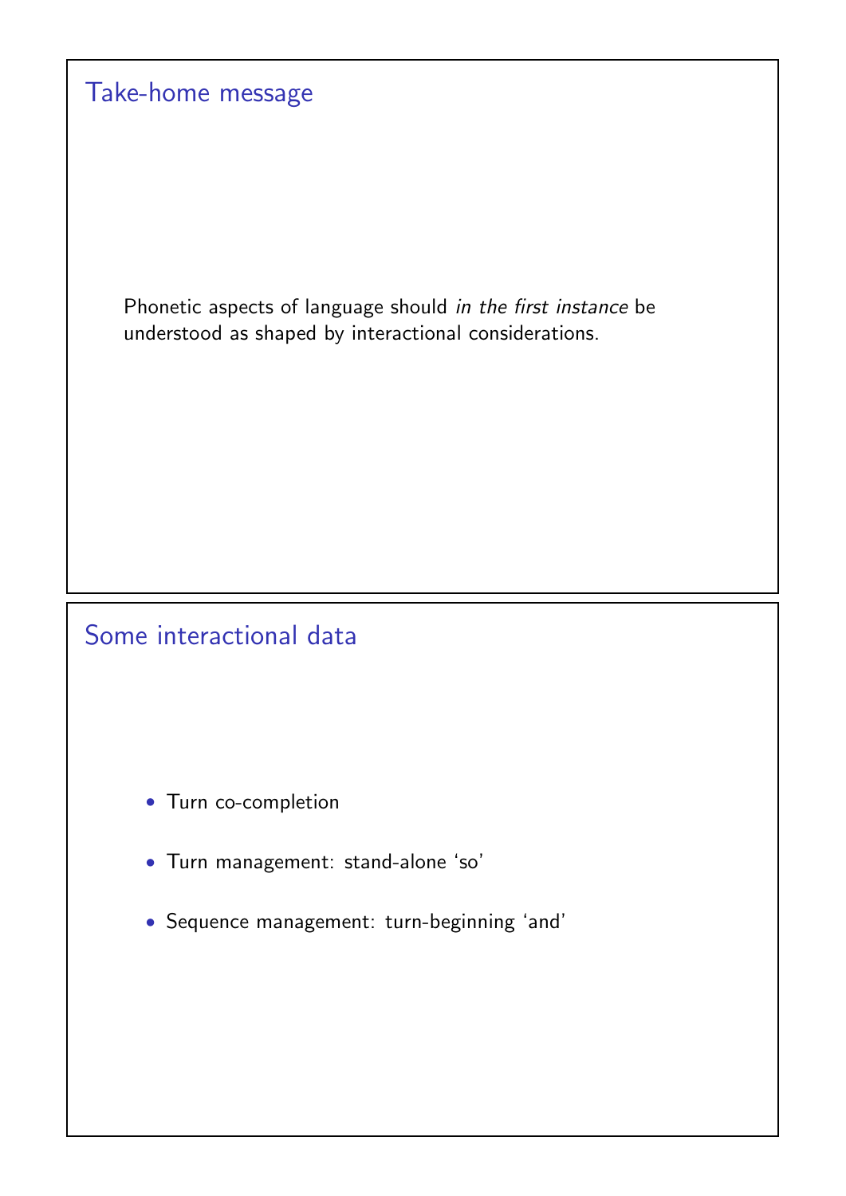## Take-home message

Phonetic aspects of language should *in the first instance* be understood as shaped by interactional considerations.

## Some interactional data

- Turn co-completion
- Turn management: stand-alone 'so'
- Sequence management: turn-beginning 'and'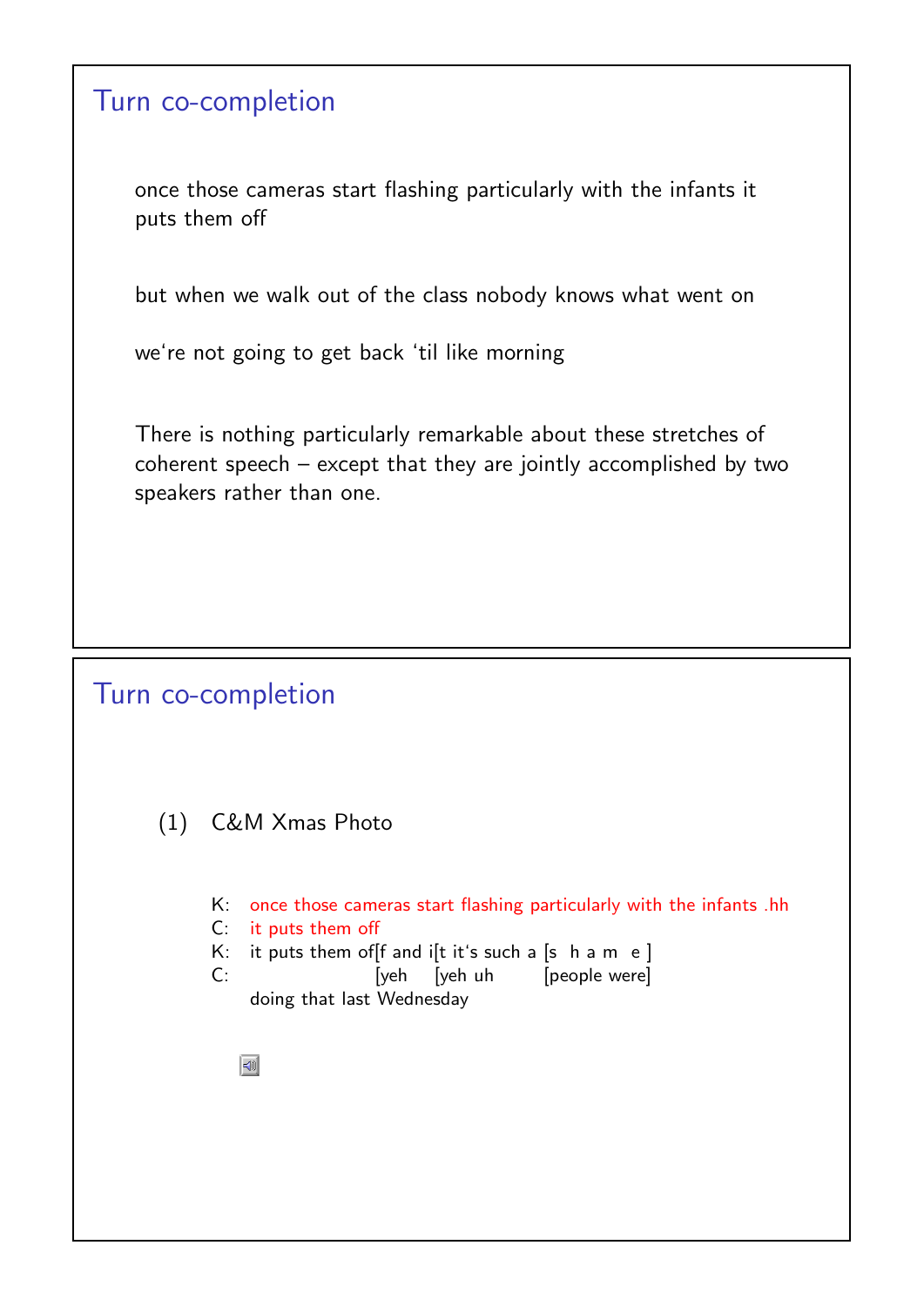## Turn co-completion

once those cameras start flashing particularly with the infants it puts them off

but when we walk out of the class nobody knows what went on

we're not going to get back 'til like morning

There is nothing particularly remarkable about these stretches of coherent speech – except that they are jointly accomplished by two speakers rather than one.

## Turn co-completion

(1) C&M Xmas Photo

```
K:  once those cameras start flashing particularly with the infants .hh
C:  it puts them off
K:  it puts them of[f and i[t it's such a [s  h a m  e ]
C:                 [yeh    [yeh uh        [people were]
    doing that last Wednesday
```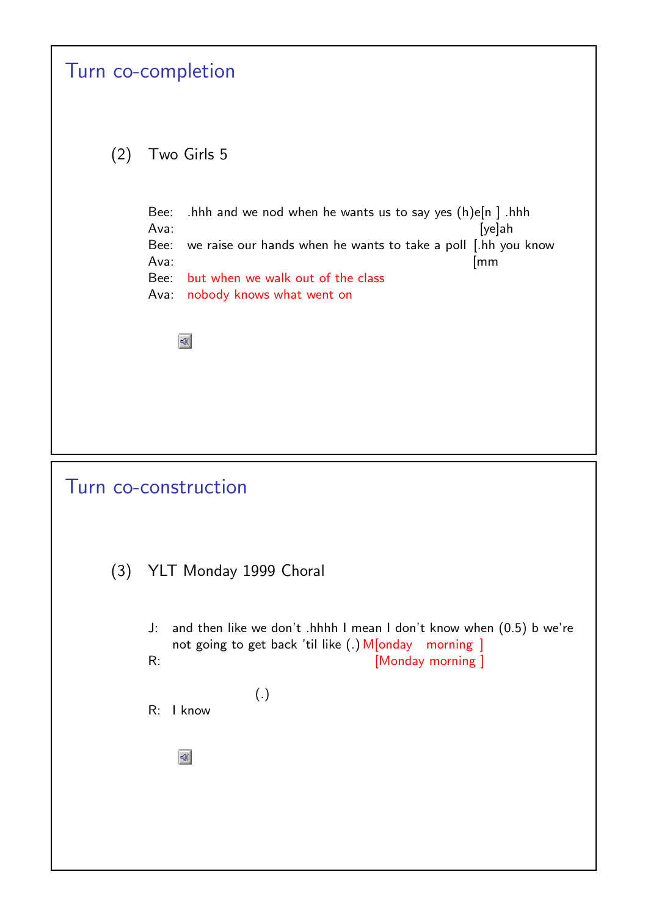## Turn co-completion

(2) Two Girls 5

```
Bee:  .hhh and we nod when he wants us to say yes (h)e[n ] .hhh
Ava:                                                  [ye]ah
Bee:  we raise our hands when he wants to take a poll [.hh you know
Ava:                                                  [mm
Bee:  but when we walk out of the class
Ava:  nobody knows what went on
```

## Turn co-construction

(3) YLT Monday 1999 Choral

```
J:  and then like we don't .hhhh I mean I don't know when (0.5) b we're
    not going to get back 'til like (.) M[onday   morning ]
R:                                       [Monday morning ]
                  (.)
R:  I know
```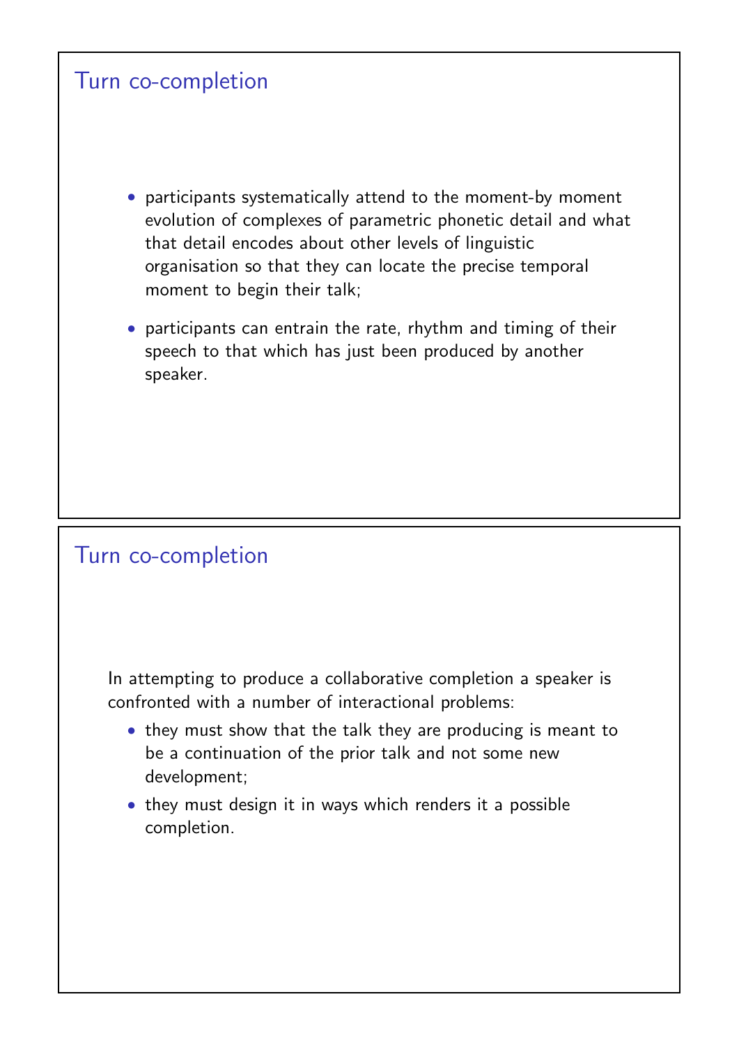## Turn co-completion

- participants systematically attend to the moment-by moment evolution of complexes of parametric phonetic detail and what that detail encodes about other levels of linguistic organisation so that they can locate the precise temporal moment to begin their talk;
- participants can entrain the rate, rhythm and timing of their speech to that which has just been produced by another speaker.

## Turn co-completion

In attempting to produce a collaborative completion a speaker is confronted with a number of interactional problems:

- they must show that the talk they are producing is meant to be a continuation of the prior talk and not some new development;
- they must design it in ways which renders it a possible completion.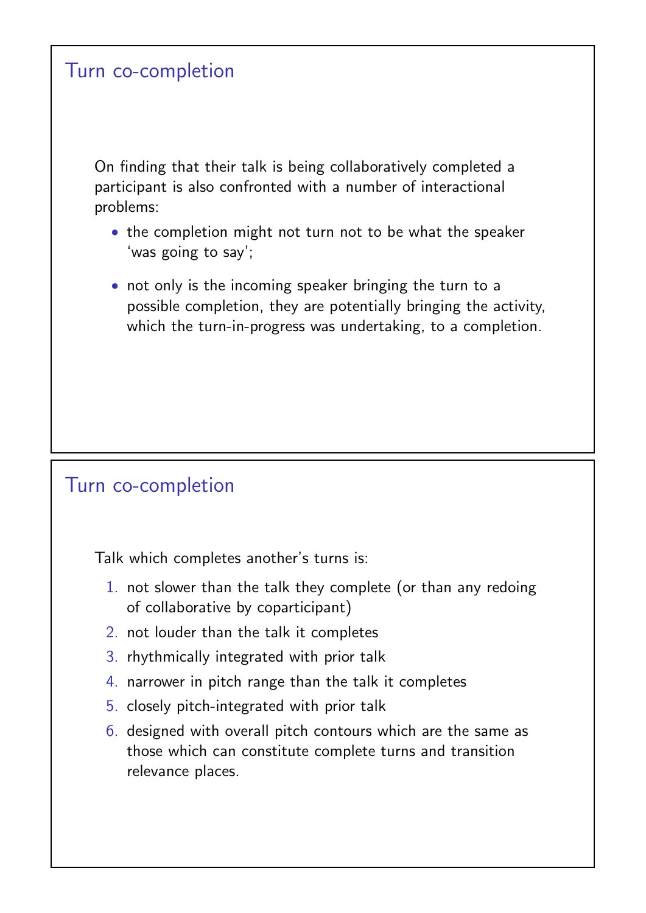## Turn co-completion

On finding that their talk is being collaboratively completed a participant is also confronted with a number of interactional problems:

- the completion might not turn not to be what the speaker 'was going to say';
- not only is the incoming speaker bringing the turn to a possible completion, they are potentially bringing the activity, which the turn-in-progress was undertaking, to a completion.

## Turn co-completion

Talk which completes another's turns is:

1. not slower than the talk they complete (or than any redoing of collaborative by coparticipant)
2. not louder than the talk it completes
3. rhythmically integrated with prior talk
4. narrower in pitch range than the talk it completes
5. closely pitch-integrated with prior talk
6. designed with overall pitch contours which are the same as those which can constitute complete turns and transition relevance places.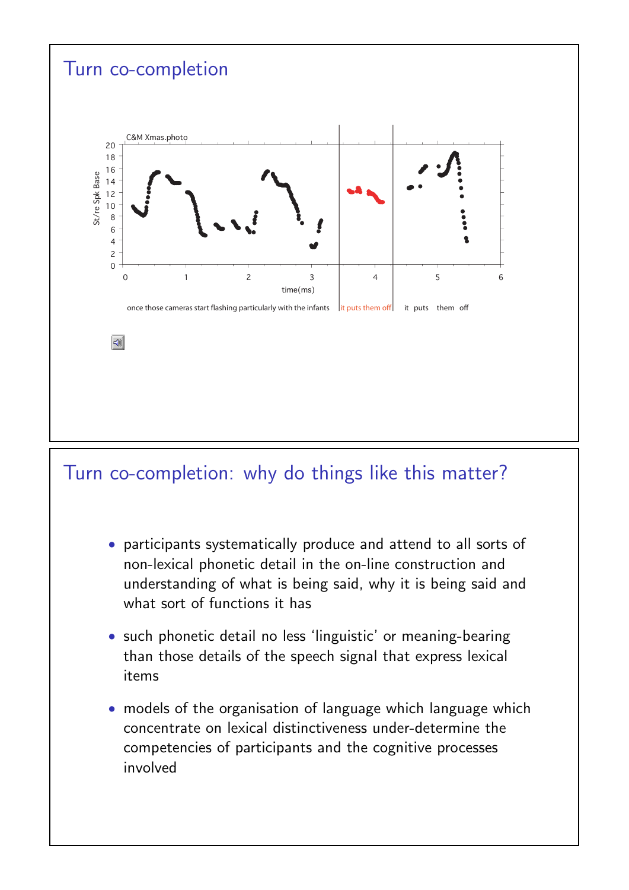## Turn co-completion

C&M Xmas.photo

St/re Spk Base

time(ms)

once those cameras start flashing particularly with the infants | it puts them off | it puts them off

## Turn co-completion: why do things like this matter?

- participants systematically produce and attend to all sorts of non-lexical phonetic detail in the on-line construction and understanding of what is being said, why it is being said and what sort of functions it has
- such phonetic detail no less ‘linguistic’ or meaning-bearing than those details of the speech signal that express lexical items
- models of the organisation of language which language which concentrate on lexical distinctiveness under-determine the competencies of participants and the cognitive processes involved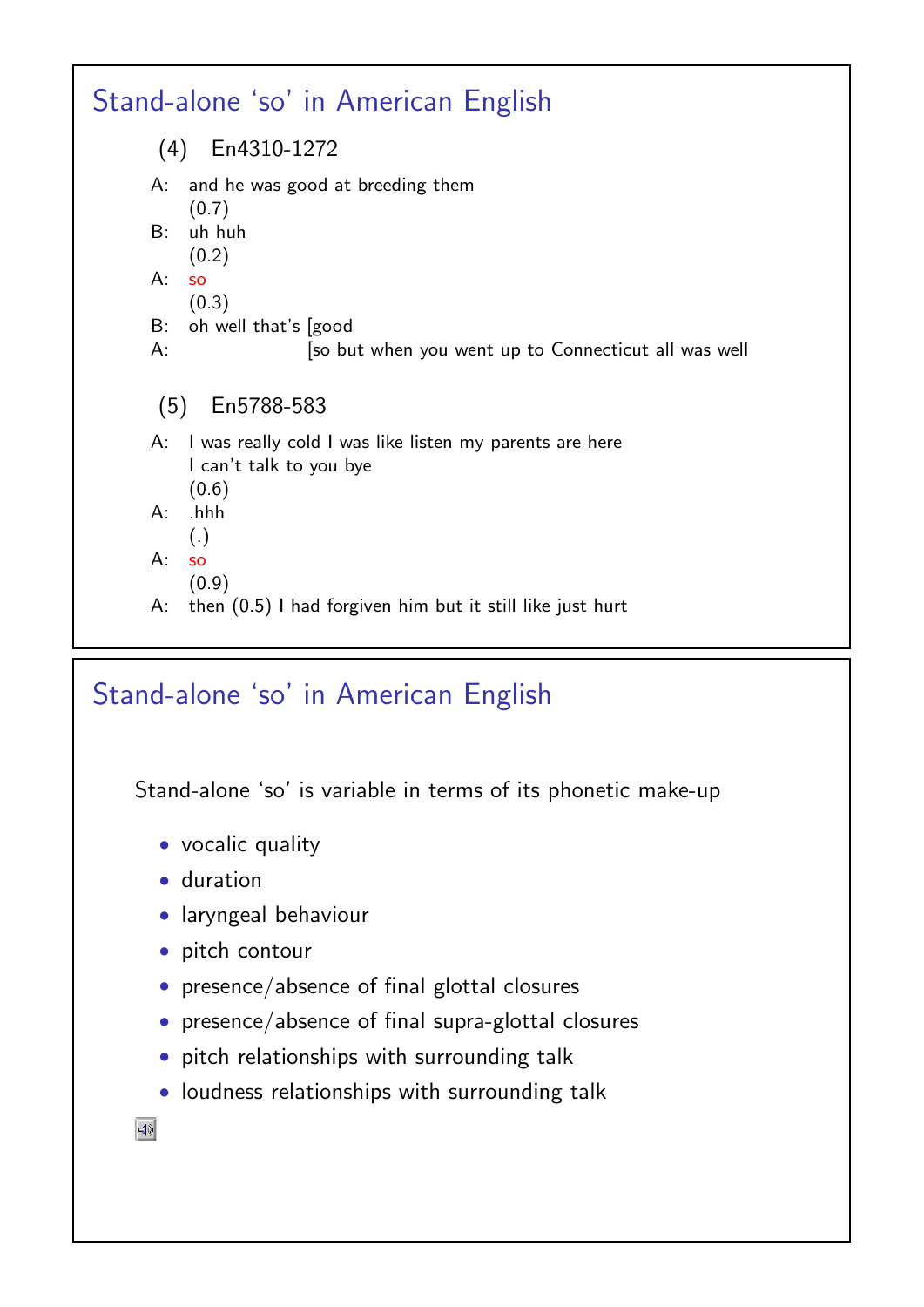## Stand-alone 'so' in American English

(4) En4310-1272

```
A:  and he was good at breeding them
    (0.7)
B:  uh huh
    (0.2)
A:  so
    (0.3)
B:  oh well that's [good
A:                 [so but when you went up to Connecticut all was well
```

(5) En5788-583

```
A:  I was really cold I was like listen my parents are here
    I can't talk to you bye
    (0.6)
A:  .hhh
    (.)
A:  so
    (0.9)
A:  then (0.5) I had forgiven him but it still like just hurt
```

## Stand-alone 'so' in American English

Stand-alone 'so' is variable in terms of its phonetic make-up

- vocalic quality
- duration
- laryngeal behaviour
- pitch contour
- presence/absence of final glottal closures
- presence/absence of final supra-glottal closures
- pitch relationships with surrounding talk
- loudness relationships with surrounding talk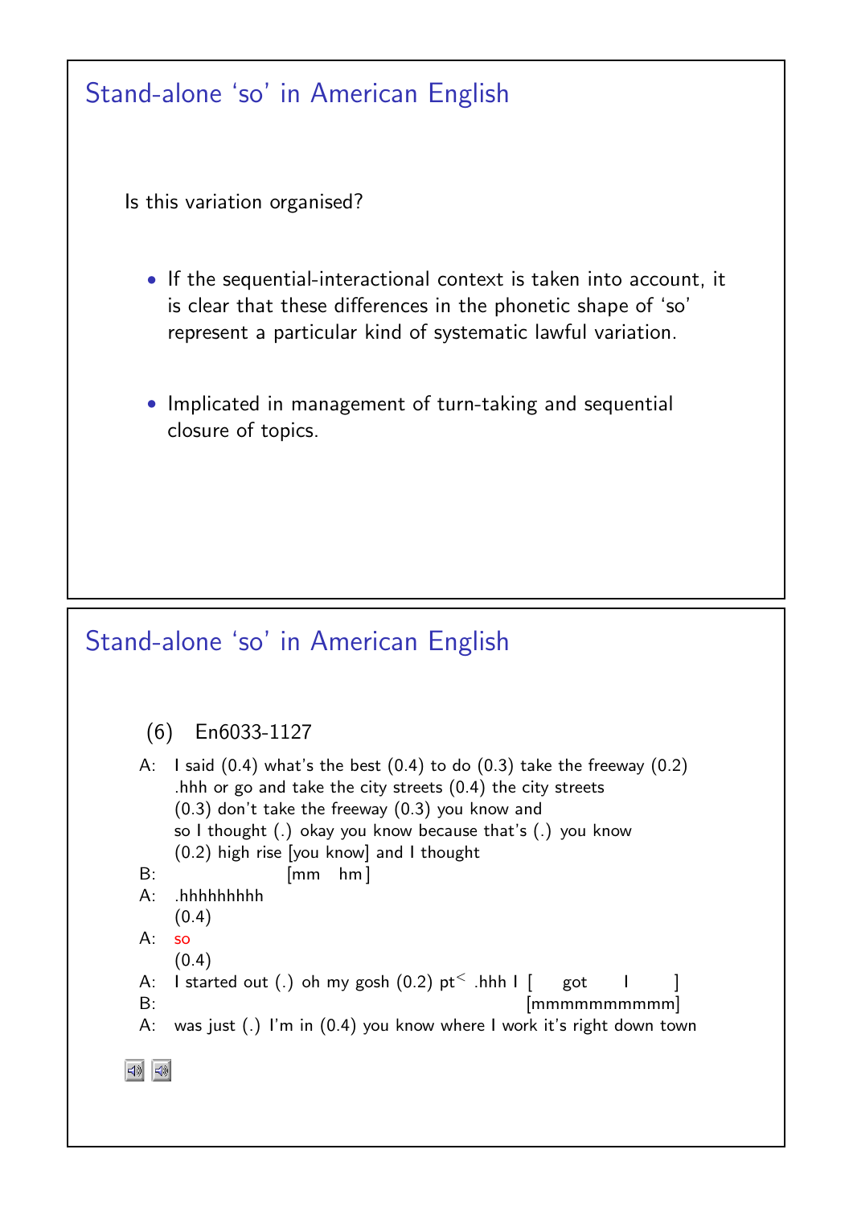## Stand-alone 'so' in American English

Is this variation organised?

- If the sequential-interactional context is taken into account, it is clear that these differences in the phonetic shape of 'so' represent a particular kind of systematic lawful variation.
- Implicated in management of turn-taking and sequential closure of topics.

## Stand-alone 'so' in American English

(6) En6033-1127

```
A:  I said (0.4) what's the best (0.4) to do (0.3) take the freeway (0.2)
    .hhh or go and take the city streets (0.4) the city streets
    (0.3) don't take the freeway (0.3) you know and
    so I thought (.) okay you know because that's (.) you know
    (0.2) high rise [you know] and I thought
B:                  [mm   hm]
A:  .hhhhhhhhh
    (0.4)
A:  so
    (0.4)
A:  I started out (.) oh my gosh (0.2) pt< .hhh I [    got     I      ]
B:                                                [mmmmmmmmmmm]
A:  was just (.) I'm in (0.4) you know where I work it's right down town
```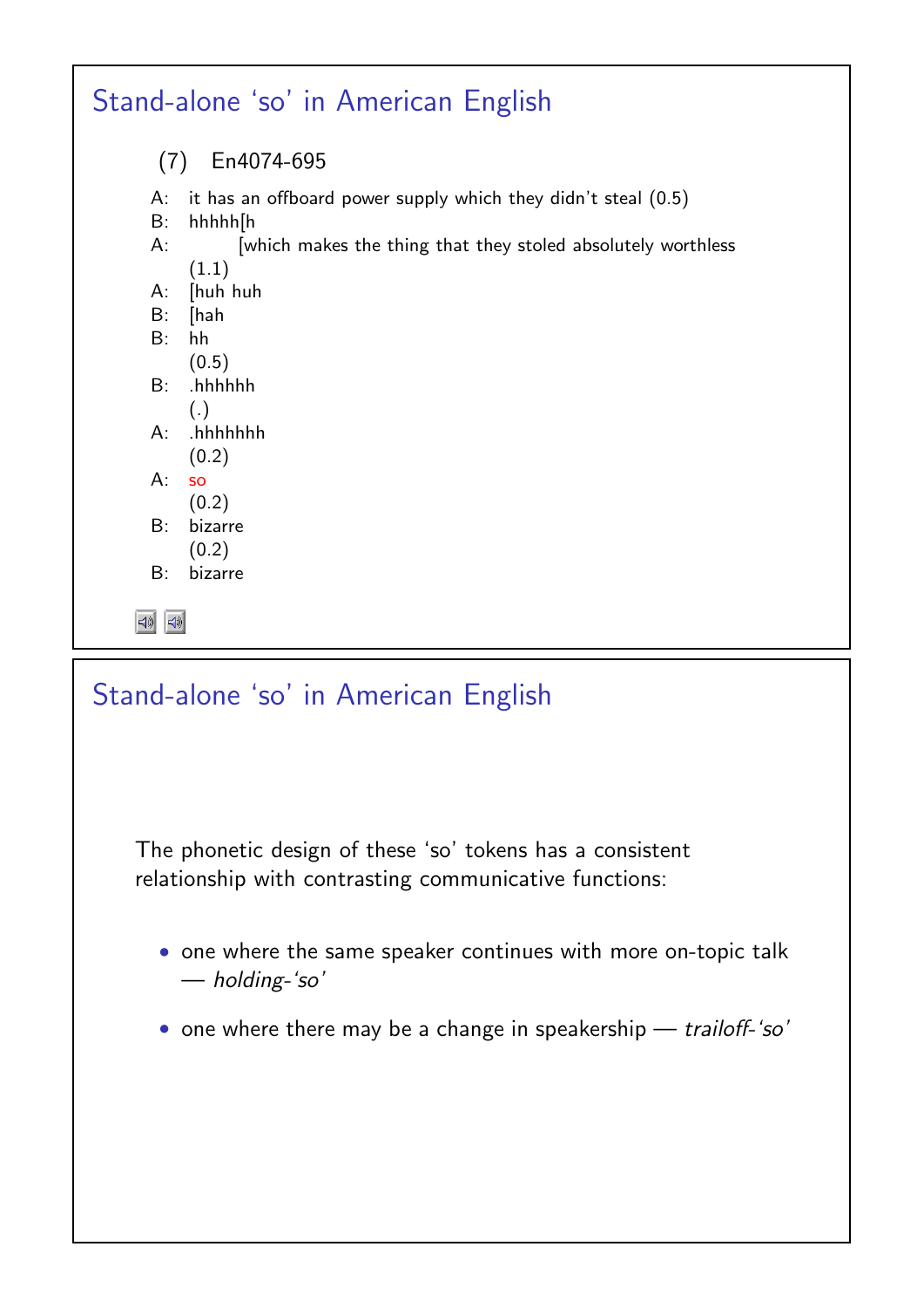## Stand-alone 'so' in American English

(7) En4074-695

```
A:  it has an offboard power supply which they didn't steal (0.5)
B:  hhhhh[h
A:       [which makes the thing that they stoled absolutely worthless
    (1.1)
A:  [huh huh
B:  [hah
B:  hh
    (0.5)
B:  .hhhhhh
    (.)
A:  .hhhhhhh
    (0.2)
A:  so
    (0.2)
B:  bizarre
    (0.2)
B:  bizarre
```

## Stand-alone 'so' in American English

The phonetic design of these 'so' tokens has a consistent relationship with contrasting communicative functions:

- one where the same speaker continues with more on-topic talk — *holding-'so'*
- one where there may be a change in speakership — *trailoff-'so'*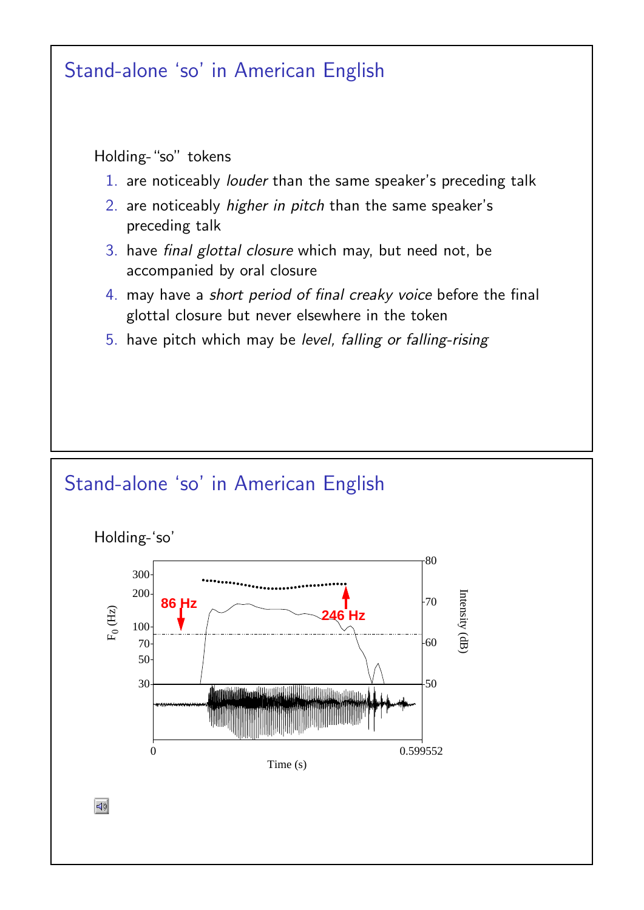## Stand-alone 'so' in American English

Holding-"so" tokens

1. are noticeably *louder* than the same speaker's preceding talk
2. are noticeably *higher in pitch* than the same speaker's preceding talk
3. have *final glottal closure* which may, but need not, be accompanied by oral closure
4. may have a *short period of final creaky voice* before the final glottal closure but never elsewhere in the token
5. have pitch which may be *level, falling or falling-rising*

## Stand-alone 'so' in American English

Holding-'so'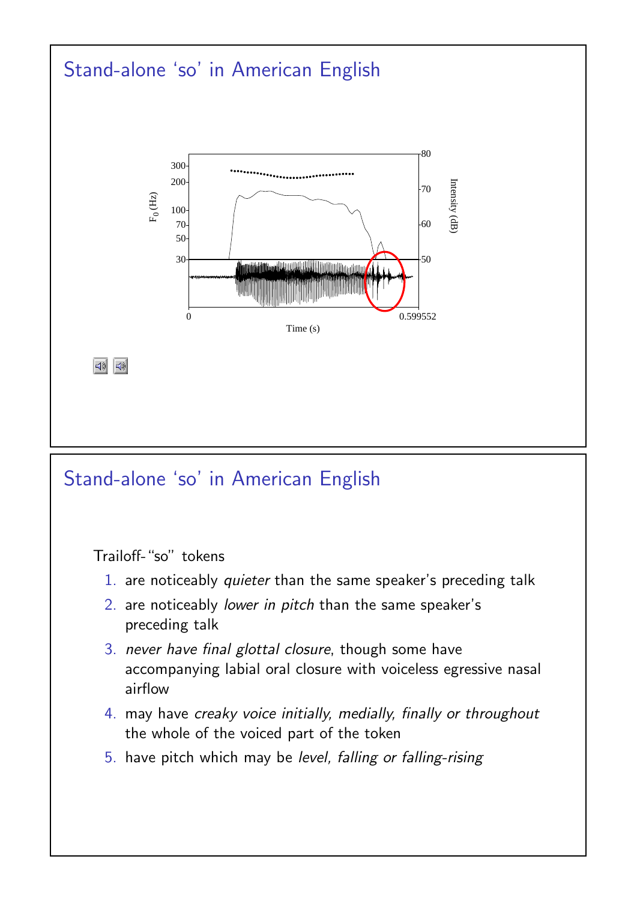## Stand-alone ‘so’ in American English

## Stand-alone ‘so’ in American English

Trailoff-“so” tokens

1. are noticeably *quieter* than the same speaker’s preceding talk
2. are noticeably *lower in pitch* than the same speaker’s preceding talk
3. *never have final glottal closure*, though some have accompanying labial oral closure with voiceless egressive nasal airflow
4. may have *creaky voice initially, medially, finally or throughout* the whole of the voiced part of the token
5. have pitch which may be *level, falling or falling-rising*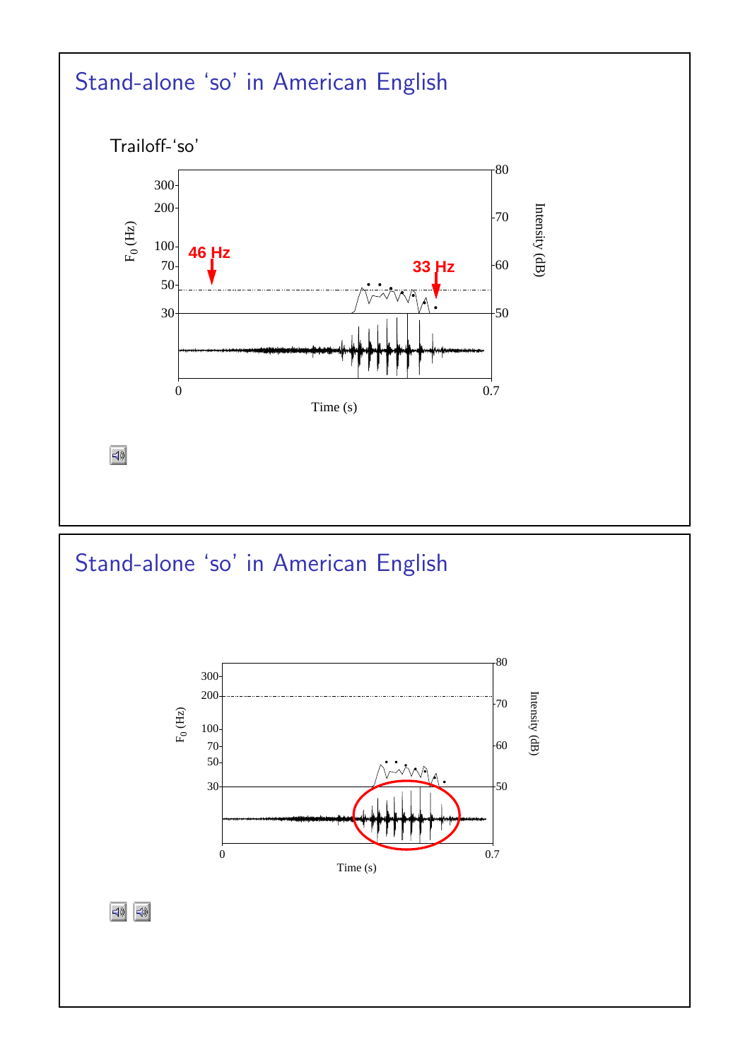## Stand-alone ‘so’ in American English

Trailoff-‘so’

## Stand-alone ‘so’ in American English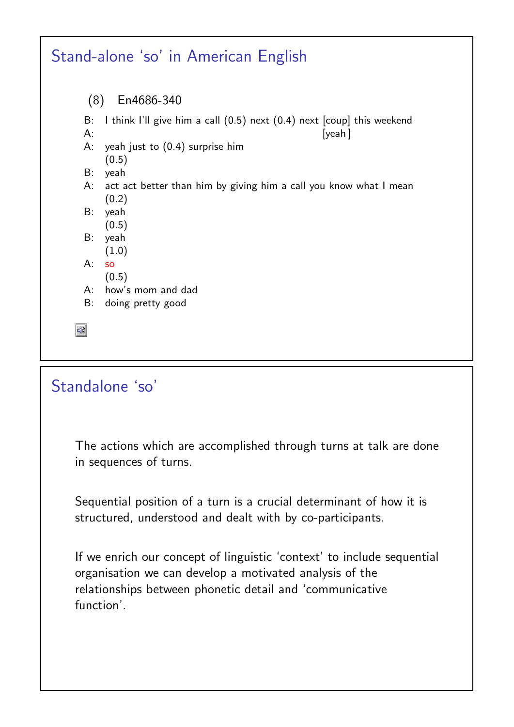# Stand-alone 'so' in American English

(8) En4686-340

```
B:  I think I'll give him a call (0.5) next (0.4) next [coup] this weekend
A:                                                      [yeah]
A:  yeah just to (0.4) surprise him
    (0.5)
B:  yeah
A:  act act better than him by giving him a call you know what I mean
    (0.2)
B:  yeah
    (0.5)
B:  yeah
    (1.0)
A:  so
    (0.5)
A:  how's mom and dad
B:  doing pretty good
```

# Standalone 'so'

The actions which are accomplished through turns at talk are done in sequences of turns.

Sequential position of a turn is a crucial determinant of how it is structured, understood and dealt with by co-participants.

If we enrich our concept of linguistic 'context' to include sequential organisation we can develop a motivated analysis of the relationships between phonetic detail and 'communicative function'.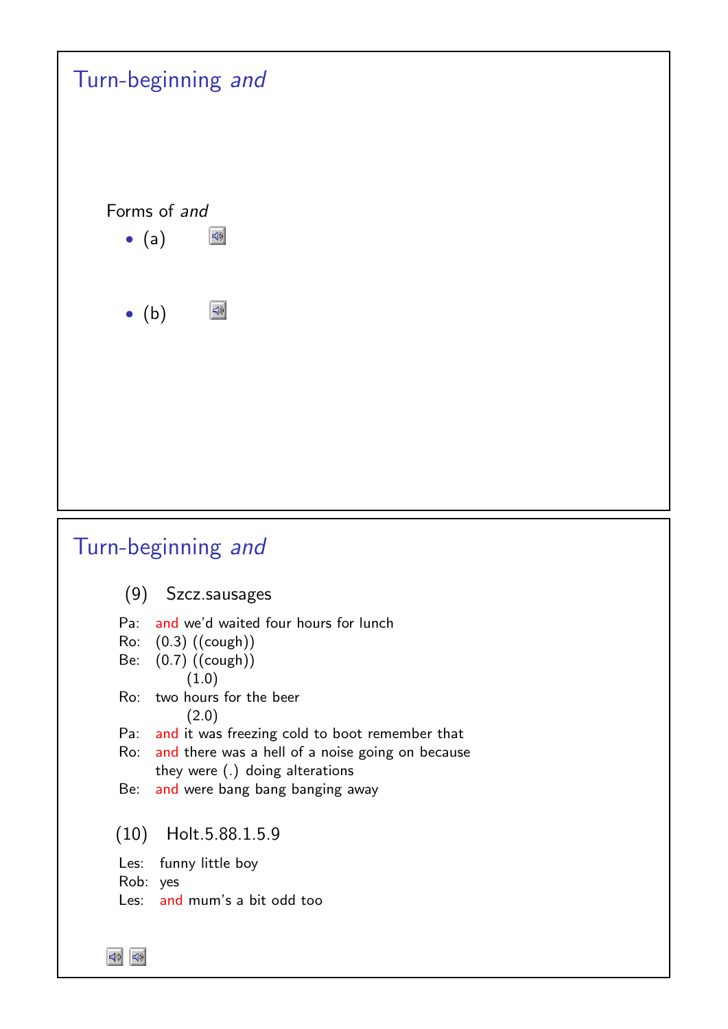## Turn-beginning *and*

Forms of *and*

- (a)
- (b)

## Turn-beginning *and*

(9) Szcz.sausages

```
Pa:  and we'd waited four hours for lunch
Ro:  (0.3) ((cough))
Be:  (0.7) ((cough))
         (1.0)
Ro:  two hours for the beer
         (2.0)
Pa:  and it was freezing cold to boot remember that
Ro:  and there was a hell of a noise going on because
     they were (.) doing alterations
Be:  and were bang bang banging away
```

(10) Holt.5.88.1.5.9

```
Les:  funny little boy
Rob:  yes
Les:  and mum's a bit odd too
```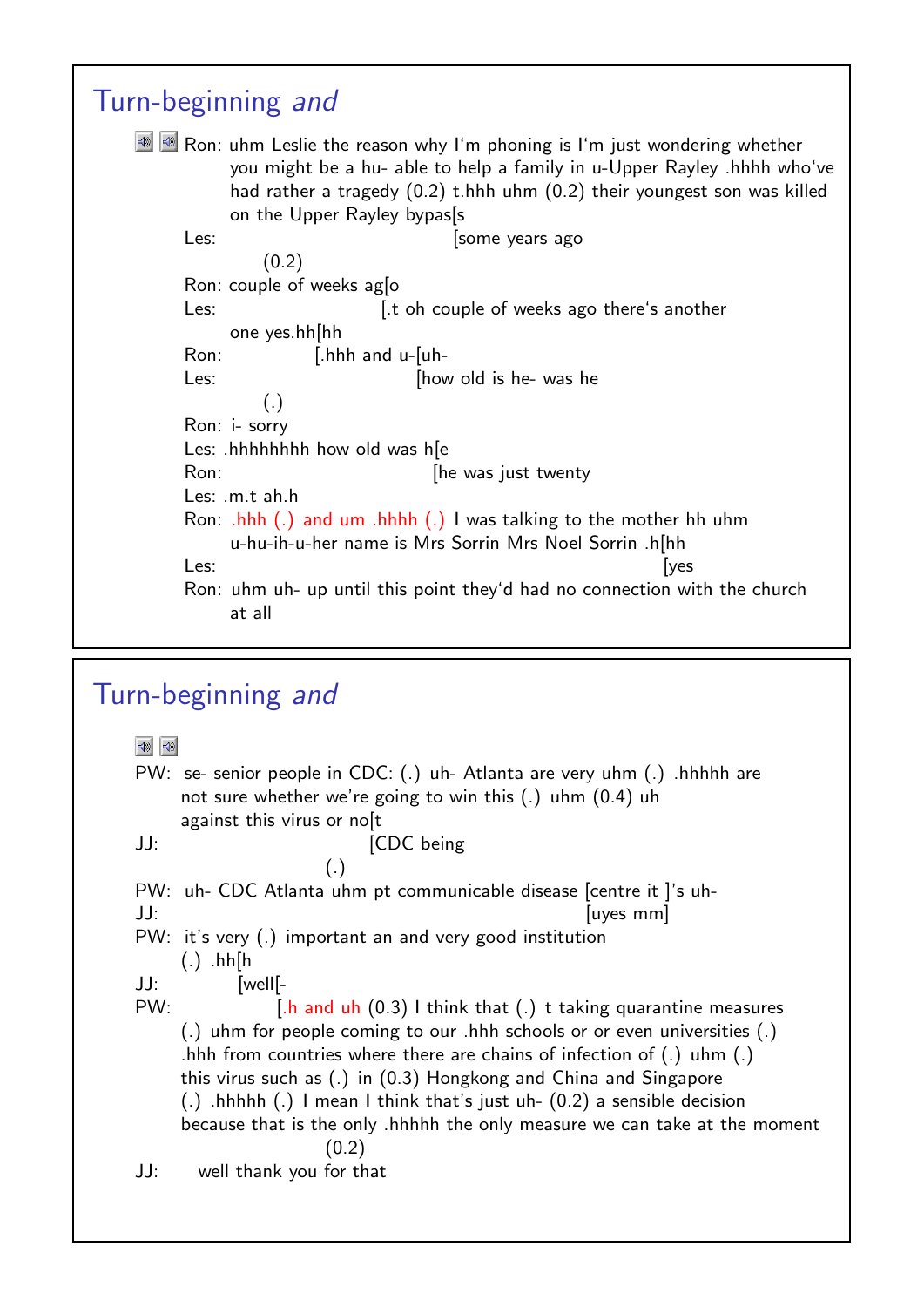## Turn-beginning *and*

```
Ron: uhm Leslie the reason why I'm phoning is I'm just wondering whether
     you might be a hu- able to help a family in u-Upper Rayley .hhhh who've
     had rather a tragedy (0.2) t.hhh uhm (0.2) their youngest son was killed
     on the Upper Rayley bypas[s
Les:                          [some years ago
     (0.2)
Ron: couple of weeks ag[o
Les:                   [.t oh couple of weeks ago there's another
     one yes.hh[hh
Ron:           [.hhh and u-[uh-
Les:                       [how old is he- was he
     (.)
Ron: i- sorry
Les: .hhhhhhhh how old was h[e
Ron:                        [he was just twenty
Les: .m.t ah.h
Ron: .hhh (.) and um .hhhh (.) I was talking to the mother hh uhm
     u-hu-ih-u-her name is Mrs Sorrin Mrs Noel Sorrin .h[hh
Les:                                                    [yes
Ron: uhm uh- up until this point they'd had no connection with the church
     at all
```

## Turn-beginning *and*

```
PW:  se- senior people in CDC: (.) uh- Atlanta are very uhm (.) .hhhhh are
     not sure whether we're going to win this (.) uhm (0.4) uh
     against this virus or no[t
JJ:                          [CDC being
     (.)
PW:  uh- CDC Atlanta uhm pt communicable disease [centre it ]'s uh-
JJ:                                              [uyes mm]
PW:  it's very (.) important an and very good institution
     (.) .hh[h
JJ:         [well[-
PW:              [.h and uh (0.3) I think that (.) t taking quarantine measures
     (.) uhm for people coming to our .hhh schools or or even universities (.)
     .hhh from countries where there are chains of infection of (.) uhm (.)
     this virus such as (.) in (0.3) Hongkong and China and Singapore
     (.) .hhhhh (.) I mean I think that's just uh- (0.2) a sensible decision
     because that is the only .hhhhh the only measure we can take at the moment
     (0.2)
JJ:  well thank you for that
```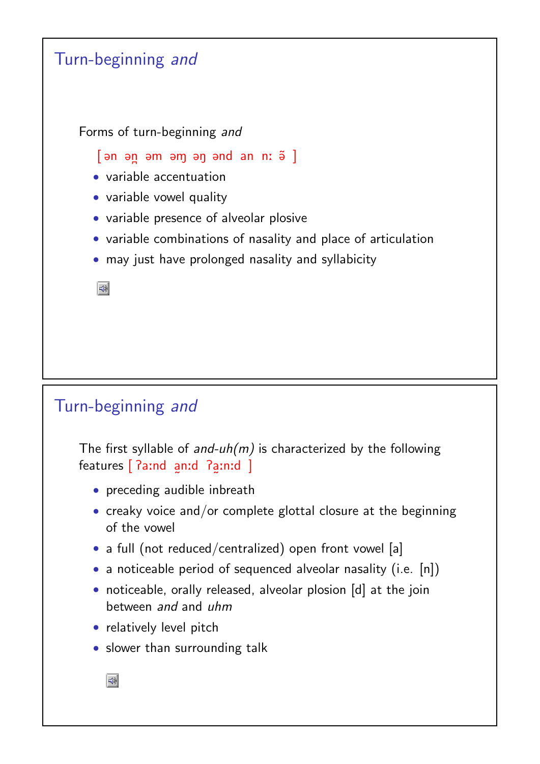## Turn-beginning *and*

Forms of turn-beginning *and*

[ ən ən̪ əm əɱ əŋ ənd an nː ə̃ ]

- variable accentuation
- variable vowel quality
- variable presence of alveolar plosive
- variable combinations of nasality and place of articulation
- may just have prolonged nasality and syllabicity

## Turn-beginning *and*

The first syllable of *and-uh(m)* is characterized by the following features [ ʔaːnd a̰nːd ʔa̰ːnːd ]

- preceding audible inbreath
- creaky voice and/or complete glottal closure at the beginning of the vowel
- a full (not reduced/centralized) open front vowel [a]
- a noticeable period of sequenced alveolar nasality (i.e. [n])
- noticeable, orally released, alveolar plosion [d] at the join between *and* and *uhm*
- relatively level pitch
- slower than surrounding talk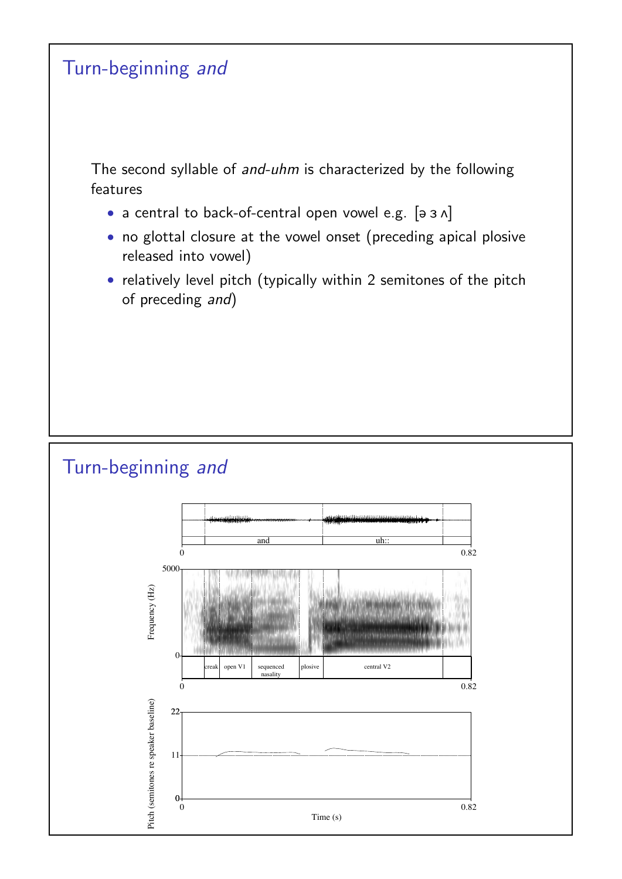## Turn-beginning *and*

The second syllable of *and-uhm* is characterized by the following features

- a central to back-of-central open vowel e.g. [ə ɜ ʌ]
- no glottal closure at the vowel onset (preceding apical plosive released into vowel)
- relatively level pitch (typically within 2 semitones of the pitch of preceding *and*)

## Turn-beginning *and*

and | uh::

0 | 0.82

5000 | Frequency (Hz) | 0

creak | open V1 | sequenced nasality | plosive | central V2

0 | 0.82

22 | 11 | 0 | Pitch (semitones re speaker baseline)

0 | 0.82

Time (s)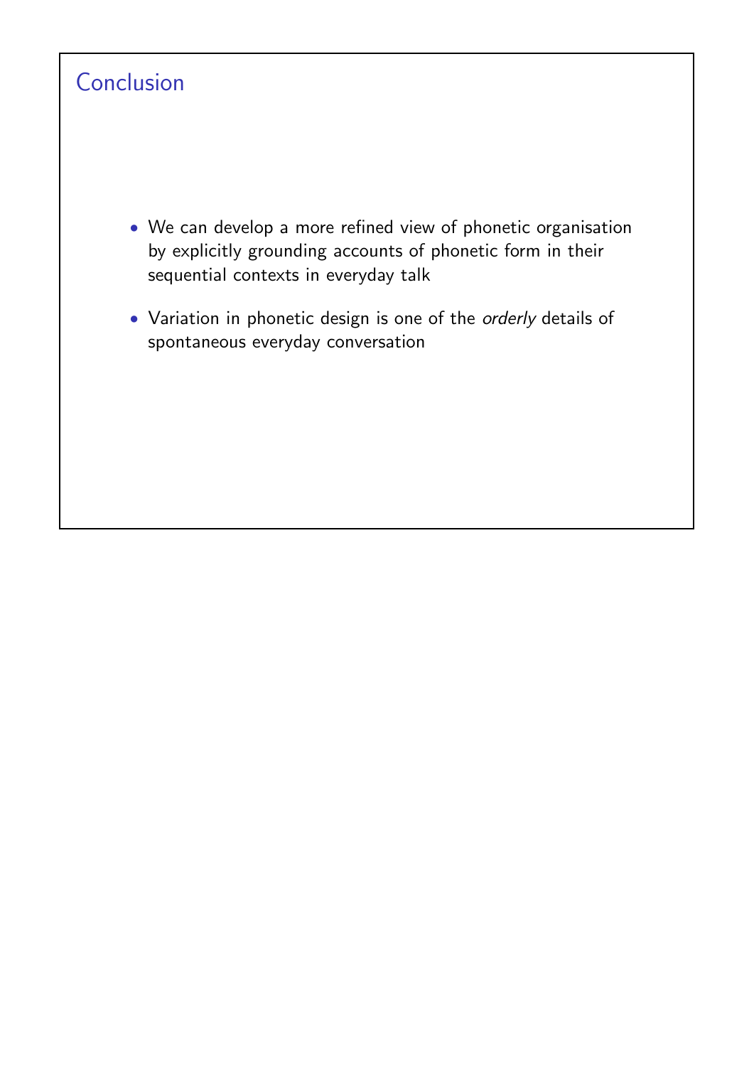## Conclusion

- We can develop a more refined view of phonetic organisation by explicitly grounding accounts of phonetic form in their sequential contexts in everyday talk
- Variation in phonetic design is one of the *orderly* details of spontaneous everyday conversation